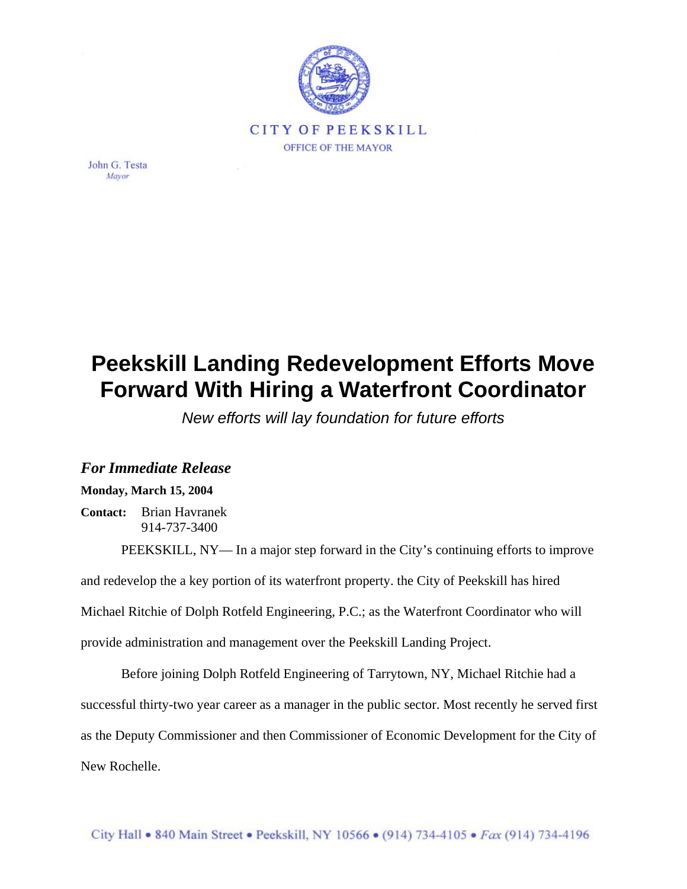CITY OF PEEKSKILL

OFFICE OF THE MAYOR

John G. Testa
*Mayor*

# Peekskill Landing Redevelopment Efforts Move Forward With Hiring a Waterfront Coordinator

*New efforts will lay foundation for future efforts*

***For Immediate Release***

**Monday, March 15, 2004**

**Contact:** Brian Havranek
914-737-3400

PEEKSKILL, NY— In a major step forward in the City's continuing efforts to improve and redevelop the a key portion of its waterfront property. the City of Peekskill has hired Michael Ritchie of Dolph Rotfeld Engineering, P.C.; as the Waterfront Coordinator who will provide administration and management over the Peekskill Landing Project.

Before joining Dolph Rotfeld Engineering of Tarrytown, NY, Michael Ritchie had a successful thirty-two year career as a manager in the public sector. Most recently he served first as the Deputy Commissioner and then Commissioner of Economic Development for the City of New Rochelle.

City Hall • 840 Main Street • Peekskill, NY 10566 • (914) 734-4105 • *Fax* (914) 734-4196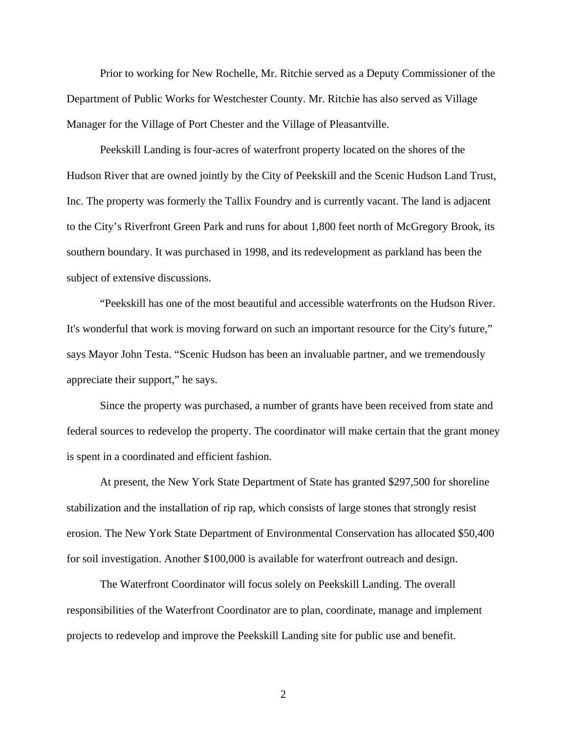Prior to working for New Rochelle, Mr. Ritchie served as a Deputy Commissioner of the Department of Public Works for Westchester County. Mr. Ritchie has also served as Village Manager for the Village of Port Chester and the Village of Pleasantville.

Peekskill Landing is four-acres of waterfront property located on the shores of the Hudson River that are owned jointly by the City of Peekskill and the Scenic Hudson Land Trust, Inc. The property was formerly the Tallix Foundry and is currently vacant. The land is adjacent to the City's Riverfront Green Park and runs for about 1,800 feet north of McGregory Brook, its southern boundary. It was purchased in 1998, and its redevelopment as parkland has been the subject of extensive discussions.

"Peekskill has one of the most beautiful and accessible waterfronts on the Hudson River. It's wonderful that work is moving forward on such an important resource for the City's future," says Mayor John Testa. "Scenic Hudson has been an invaluable partner, and we tremendously appreciate their support," he says.

Since the property was purchased, a number of grants have been received from state and federal sources to redevelop the property. The coordinator will make certain that the grant money is spent in a coordinated and efficient fashion.

At present, the New York State Department of State has granted $297,500 for shoreline stabilization and the installation of rip rap, which consists of large stones that strongly resist erosion. The New York State Department of Environmental Conservation has allocated $50,400 for soil investigation. Another $100,000 is available for waterfront outreach and design.

The Waterfront Coordinator will focus solely on Peekskill Landing. The overall responsibilities of the Waterfront Coordinator are to plan, coordinate, manage and implement projects to redevelop and improve the Peekskill Landing site for public use and benefit.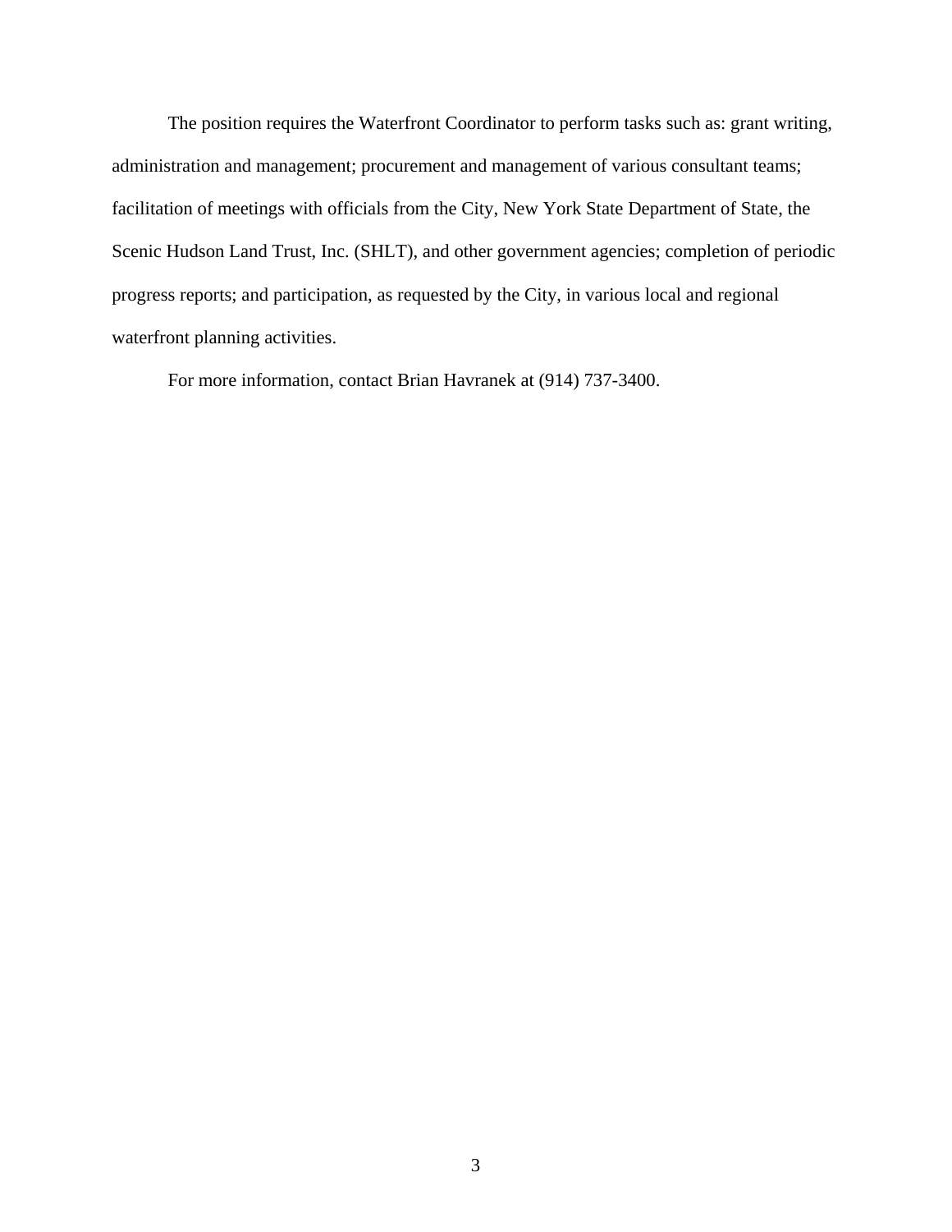The position requires the Waterfront Coordinator to perform tasks such as: grant writing, administration and management; procurement and management of various consultant teams; facilitation of meetings with officials from the City, New York State Department of State, the Scenic Hudson Land Trust, Inc. (SHLT), and other government agencies; completion of periodic progress reports; and participation, as requested by the City, in various local and regional waterfront planning activities.

For more information, contact Brian Havranek at (914) 737-3400.